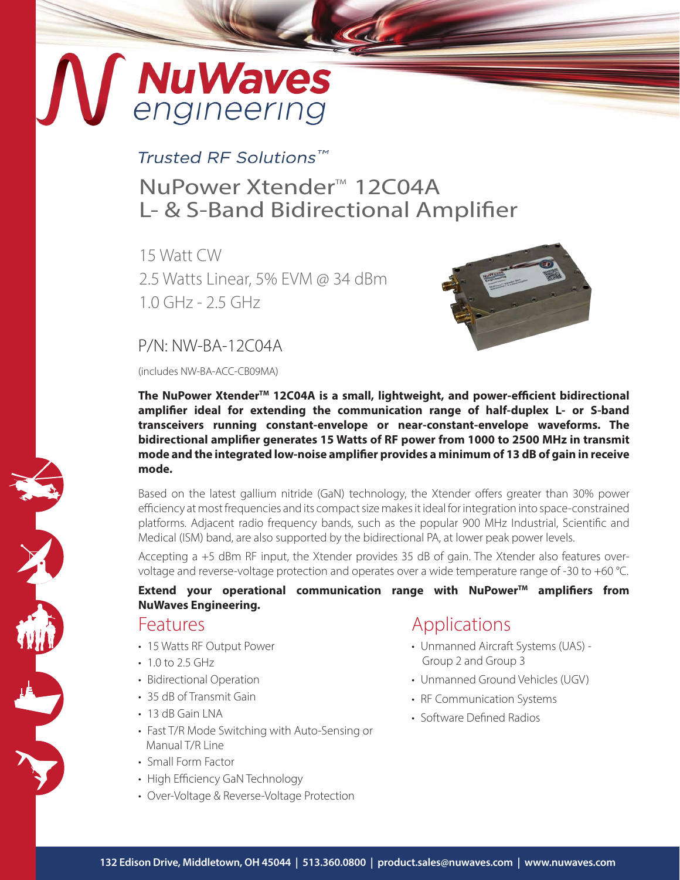# NuWaves engineering

*Trusted RF Solutions™*

## NuPower Xtender™ 12C04A L- & S-Band Bidirectional Amplifier

15 Watt CW
2.5 Watts Linear, 5% EVM @ 34 dBm
1.0 GHz - 2.5 GHz

P/N: NW-BA-12C04A

(includes NW-BA-ACC-CB09MA)

**The NuPower Xtender™ 12C04A is a small, lightweight, and power-efficient bidirectional amplifier ideal for extending the communication range of half-duplex L- or S-band transceivers running constant-envelope or near-constant-envelope waveforms. The bidirectional amplifier generates 15 Watts of RF power from 1000 to 2500 MHz in transmit mode and the integrated low-noise amplifier provides a minimum of 13 dB of gain in receive mode.**

Based on the latest gallium nitride (GaN) technology, the Xtender offers greater than 30% power efficiency at most frequencies and its compact size makes it ideal for integration into space-constrained platforms. Adjacent radio frequency bands, such as the popular 900 MHz Industrial, Scientific and Medical (ISM) band, are also supported by the bidirectional PA, at lower peak power levels.

Accepting a +5 dBm RF input, the Xtender provides 35 dB of gain. The Xtender also features over-voltage and reverse-voltage protection and operates over a wide temperature range of -30 to +60 °C.

**Extend your operational communication range with NuPower™ amplifiers from NuWaves Engineering.**

## Features

- 15 Watts RF Output Power
- 1.0 to 2.5 GHz
- Bidirectional Operation
- 35 dB of Transmit Gain
- 13 dB Gain LNA
- Fast T/R Mode Switching with Auto-Sensing or Manual T/R Line
- Small Form Factor
- High Efficiency GaN Technology
- Over-Voltage & Reverse-Voltage Protection

## Applications

- Unmanned Aircraft Systems (UAS) - Group 2 and Group 3
- Unmanned Ground Vehicles (UGV)
- RF Communication Systems
- Software Defined Radios

132 Edison Drive, Middletown, OH 45044 | 513.360.0800 | product.sales@nuwaves.com | www.nuwaves.com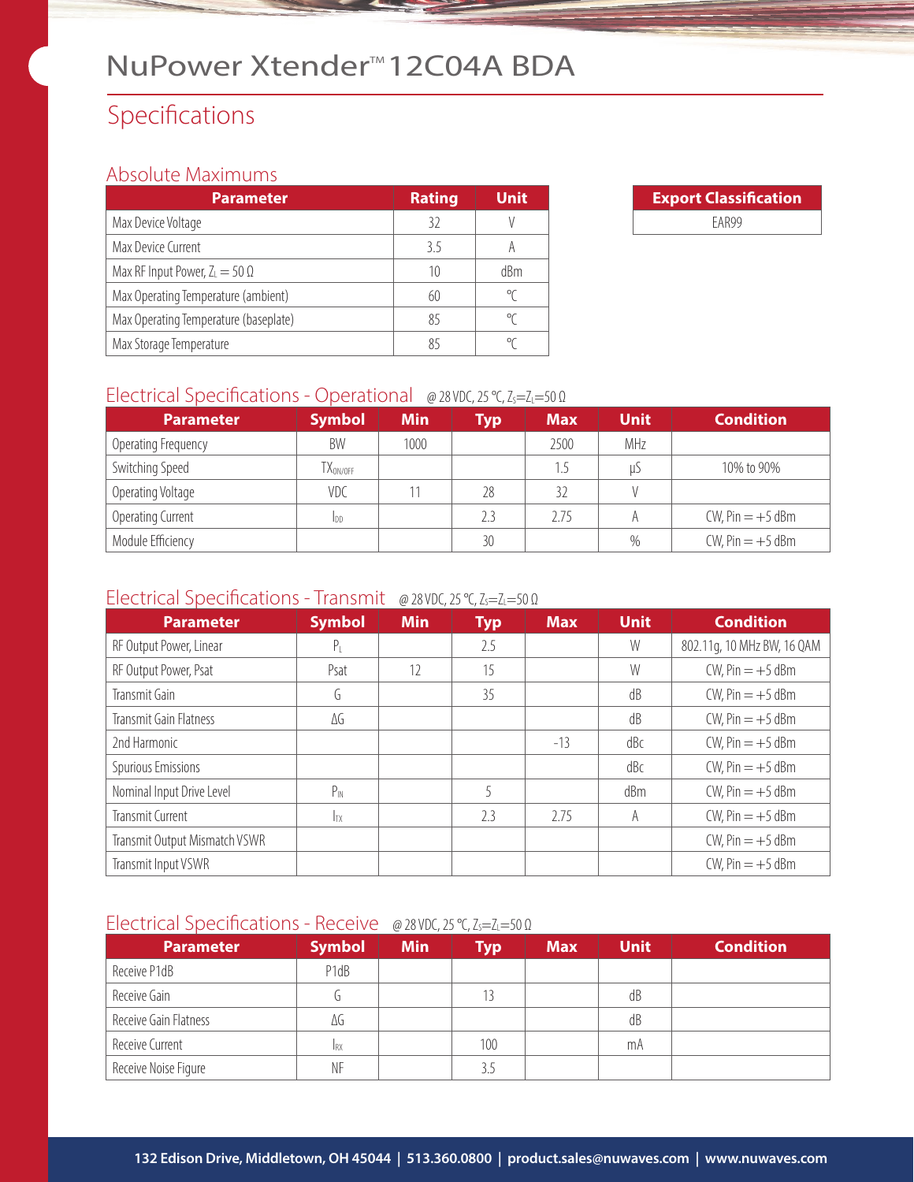# NuPower Xtender™ 12C04A BDA

## Specifications

### Absolute Maximums

| Parameter | Rating | Unit |
|---|---|---|
| Max Device Voltage | 32 | V |
| Max Device Current | 3.5 | A |
| Max RF Input Power, $Z_L = 50\ \Omega$ | 10 | dBm |
| Max Operating Temperature (ambient) | 60 | ℃ |
| Max Operating Temperature (baseplate) | 85 | ℃ |
| Max Storage Temperature | 85 | ℃ |

| Export Classification |
|---|
| EAR99 |

### Electrical Specifications - Operational

@ 28 VDC, 25 ℃, $Z_S = Z_L = 50\ \Omega$

| Parameter | Symbol | Min | Typ | Max | Unit | Condition |
|---|---|---|---|---|---|---|
| Operating Frequency | BW | 1000 | | 2500 | MHz | |
| Switching Speed | $TX_{ON/OFF}$ | | | 1.5 | µS | 10% to 90% |
| Operating Voltage | VDC | 11 | 28 | 32 | V | |
| Operating Current | $I_{DD}$ | | 2.3 | 2.75 | A | CW, Pin = +5 dBm |
| Module Efficiency | | | 30 | | % | CW, Pin = +5 dBm |

### Electrical Specifications - Transmit

@ 28 VDC, 25 ℃, $Z_S = Z_L = 50\ \Omega$

| Parameter | Symbol | Min | Typ | Max | Unit | Condition |
|---|---|---|---|---|---|---|
| RF Output Power, Linear | $P_L$ | | 2.5 | | W | 802.11g, 10 MHz BW, 16 QAM |
| RF Output Power, Psat | Psat | 12 | 15 | | W | CW, Pin = +5 dBm |
| Transmit Gain | G | | 35 | | dB | CW, Pin = +5 dBm |
| Transmit Gain Flatness | ΔG | | | | dB | CW, Pin = +5 dBm |
| 2nd Harmonic | | | | -13 | dBc | CW, Pin = +5 dBm |
| Spurious Emissions | | | | | dBc | CW, Pin = +5 dBm |
| Nominal Input Drive Level | $P_{IN}$ | | 5 | | dBm | CW, Pin = +5 dBm |
| Transmit Current | $I_{TX}$ | | 2.3 | 2.75 | A | CW, Pin = +5 dBm |
| Transmit Output Mismatch VSWR | | | | | | CW, Pin = +5 dBm |
| Transmit Input VSWR | | | | | | CW, Pin = +5 dBm |

### Electrical Specifications - Receive

@ 28 VDC, 25 ℃, $Z_S = Z_L = 50\ \Omega$

| Parameter | Symbol | Min | Typ | Max | Unit | Condition |
|---|---|---|---|---|---|---|
| Receive P1dB | P1dB | | | | | |
| Receive Gain | G | | 13 | | dB | |
| Receive Gain Flatness | ΔG | | | | dB | |
| Receive Current | $I_{RX}$ | | 100 | | mA | |
| Receive Noise Figure | NF | | 3.5 | | | |

132 Edison Drive, Middletown, OH 45044 | 513.360.0800 | product.sales@nuwaves.com | www.nuwaves.com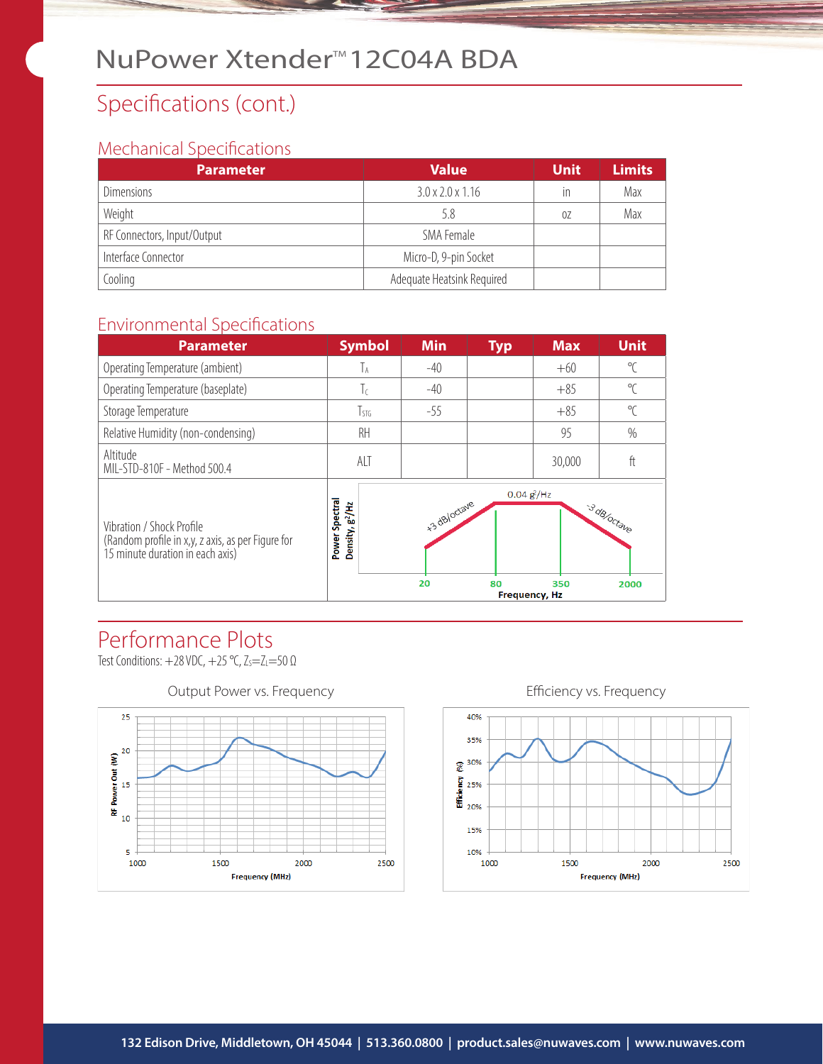# NuPower Xtender™ 12C04A BDA

## Specifications (cont.)

### Mechanical Specifications

| Parameter | Value | Unit | Limits |
|---|---|---|---|
| Dimensions | 3.0 x 2.0 x 1.16 | in | Max |
| Weight | 5.8 | oz | Max |
| RF Connectors, Input/Output | SMA Female | | |
| Interface Connector | Micro-D, 9-pin Socket | | |
| Cooling | Adequate Heatsink Required | | |

### Environmental Specifications

| Parameter | Symbol | Min | Typ | Max | Unit |
|---|---|---|---|---|---|
| Operating Temperature (ambient) | $T_A$ | -40 | | +60 | ℃ |
| Operating Temperature (baseplate) | $T_C$ | -40 | | +85 | ℃ |
| Storage Temperature | $T_{STG}$ | -55 | | +85 | ℃ |
| Relative Humidity (non-condensing) | RH | | | 95 | % |
| Altitude MIL-STD-810F - Method 500.4 | ALT | | | 30,000 | ft |
| Vibration / Shock Profile (Random profile in x,y, z axis, as per Figure for 15 minute duration in each axis) | | | | | |

Power Spectral Density, $g^2$/Hz — 0.04 $g^2$/Hz; +3 dB/octave; -3 dB/octave; 20, 80, 350, 2000; Frequency, Hz

## Performance Plots

Test Conditions: +28 VDC, +25 ℃, $Z_S$=$Z_L$=50 Ω

Output Power vs. Frequency

Efficiency vs. Frequency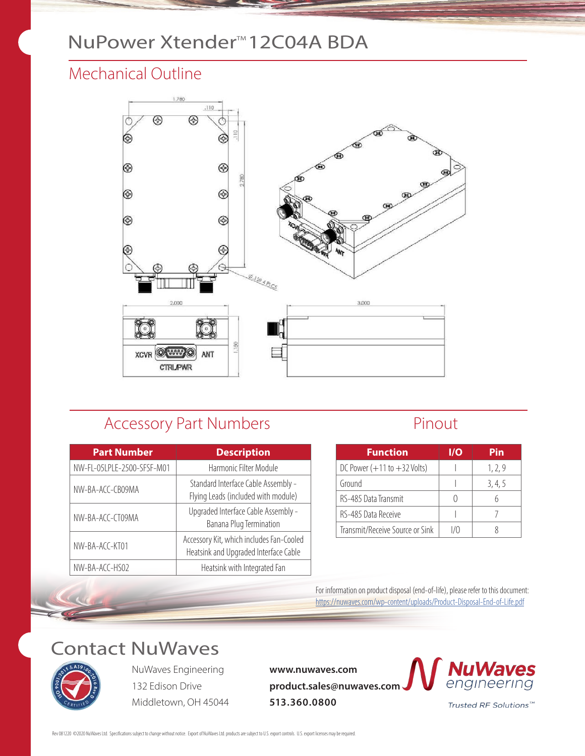# NuPower Xtender™ 12C04A BDA

## Mechanical Outline

1.780

.110

.110

2.780

Ø.129 4 PLCS

2.000

3.000

1.150

XCVR

ANT

CTRL/PWR

## Accessory Part Numbers

| Part Number | Description |
|---|---|
| NW-FL-05LPLE-2500-SFSF-M01 | Harmonic Filter Module |
| NW-BA-ACC-CB09MA | Standard Interface Cable Assembly - Flying Leads (included with module) |
| NW-BA-ACC-CT09MA | Upgraded Interface Cable Assembly - Banana Plug Termination |
| NW-BA-ACC-KT01 | Accessory Kit, which includes Fan-Cooled Heatsink and Upgraded Interface Cable |
| NW-BA-ACC-HS02 | Heatsink with Integrated Fan |

## Pinout

| Function | I/O | Pin |
|---|---|---|
| DC Power (+11 to +32 Volts) | I | 1, 2, 9 |
| Ground | I | 3, 4, 5 |
| RS-485 Data Transmit | O | 6 |
| RS-485 Data Receive | I | 7 |
| Transmit/Receive Source or Sink | I/O | 8 |

For information on product disposal (end-of-life), please refer to this document: https://nuwaves.com/wp-content/uploads/Product-Disposal-End-of-Life.pdf

## Contact NuWaves

NuWaves Engineering
132 Edison Drive
Middletown, OH 45044

**www.nuwaves.com**
**product.sales@nuwaves.com**
**513.360.0800**

NuWaves engineering
Trusted RF Solutions™

Rev 081220 ©2020 NuWaves Ltd. Specifications subject to change without notice. Export of NuWaves Ltd. products are subject to U.S. export controls. U.S. export licenses may be required.